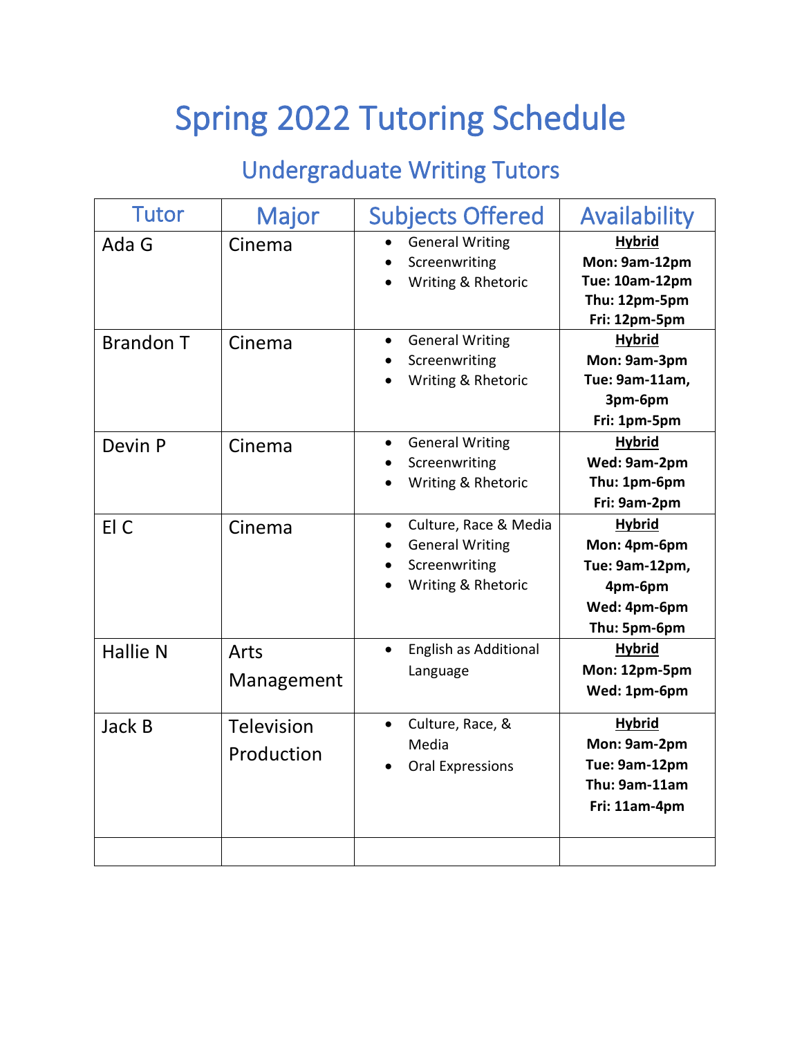# Spring 2022 Tutoring Schedule

## Undergraduate Writing Tutors

| Tutor | Major | Subjects Offered | Availability |
|---|---|---|---|
| Ada G | Cinema | • General Writing<br>• Screenwriting<br>• Writing & Rhetoric | **Hybrid**<br>**Mon: 9am-12pm**<br>**Tue: 10am-12pm**<br>**Thu: 12pm-5pm**<br>**Fri: 12pm-5pm** |
| Brandon T | Cinema | • General Writing<br>• Screenwriting<br>• Writing & Rhetoric | **Hybrid**<br>**Mon: 9am-3pm**<br>**Tue: 9am-11am, 3pm-6pm**<br>**Fri: 1pm-5pm** |
| Devin P | Cinema | • General Writing<br>• Screenwriting<br>• Writing & Rhetoric | **Hybrid**<br>**Wed: 9am-2pm**<br>**Thu: 1pm-6pm**<br>**Fri: 9am-2pm** |
| El C | Cinema | • Culture, Race & Media<br>• General Writing<br>• Screenwriting<br>• Writing & Rhetoric | **Hybrid**<br>**Mon: 4pm-6pm**<br>**Tue: 9am-12pm, 4pm-6pm**<br>**Wed: 4pm-6pm**<br>**Thu: 5pm-6pm** |
| Hallie N | Arts Management | • English as Additional Language | **Hybrid**<br>**Mon: 12pm-5pm**<br>**Wed: 1pm-6pm** |
| Jack B | Television Production | • Culture, Race, & Media<br>• Oral Expressions | **Hybrid**<br>**Mon: 9am-2pm**<br>**Tue: 9am-12pm**<br>**Thu: 9am-11am**<br>**Fri: 11am-4pm** |
| | | | |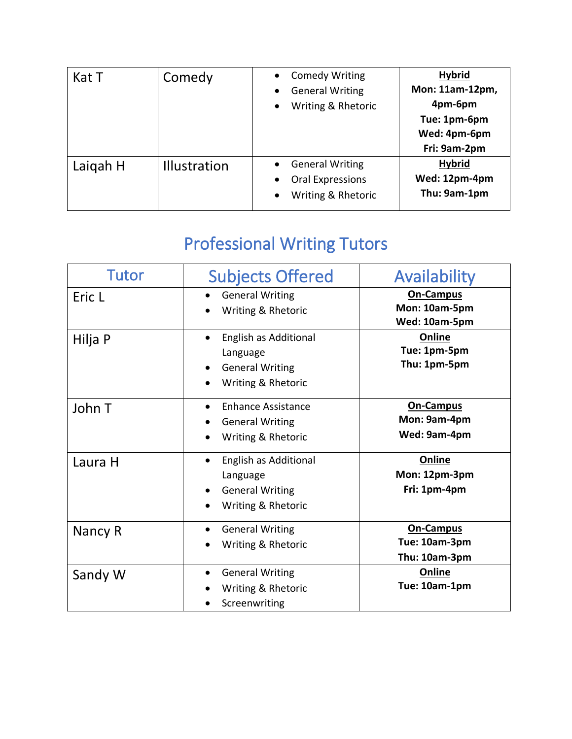| Kat T | Comedy | • Comedy Writing<br>• General Writing<br>• Writing & Rhetoric | **Hybrid**<br>**Mon: 11am-12pm, 4pm-6pm**<br>**Tue: 1pm-6pm**<br>**Wed: 4pm-6pm**<br>**Fri: 9am-2pm** |
|---|---|---|---|
| Laiqah H | Illustration | • General Writing<br>• Oral Expressions<br>• Writing & Rhetoric | **Hybrid**<br>**Wed: 12pm-4pm**<br>**Thu: 9am-1pm** |

## Professional Writing Tutors

| Tutor | Subjects Offered | Availability |
|---|---|---|
| Eric L | • General Writing<br>• Writing & Rhetoric | **On-Campus**<br>**Mon: 10am-5pm**<br>**Wed: 10am-5pm** |
| Hilja P | • English as Additional Language<br>• General Writing<br>• Writing & Rhetoric | **Online**<br>**Tue: 1pm-5pm**<br>**Thu: 1pm-5pm** |
| John T | • Enhance Assistance<br>• General Writing<br>• Writing & Rhetoric | **On-Campus**<br>**Mon: 9am-4pm**<br>**Wed: 9am-4pm** |
| Laura H | • English as Additional Language<br>• General Writing<br>• Writing & Rhetoric | **Online**<br>**Mon: 12pm-3pm**<br>**Fri: 1pm-4pm** |
| Nancy R | • General Writing<br>• Writing & Rhetoric | **On-Campus**<br>**Tue: 10am-3pm**<br>**Thu: 10am-3pm** |
| Sandy W | • General Writing<br>• Writing & Rhetoric<br>• Screenwriting | **Online**<br>**Tue: 10am-1pm** |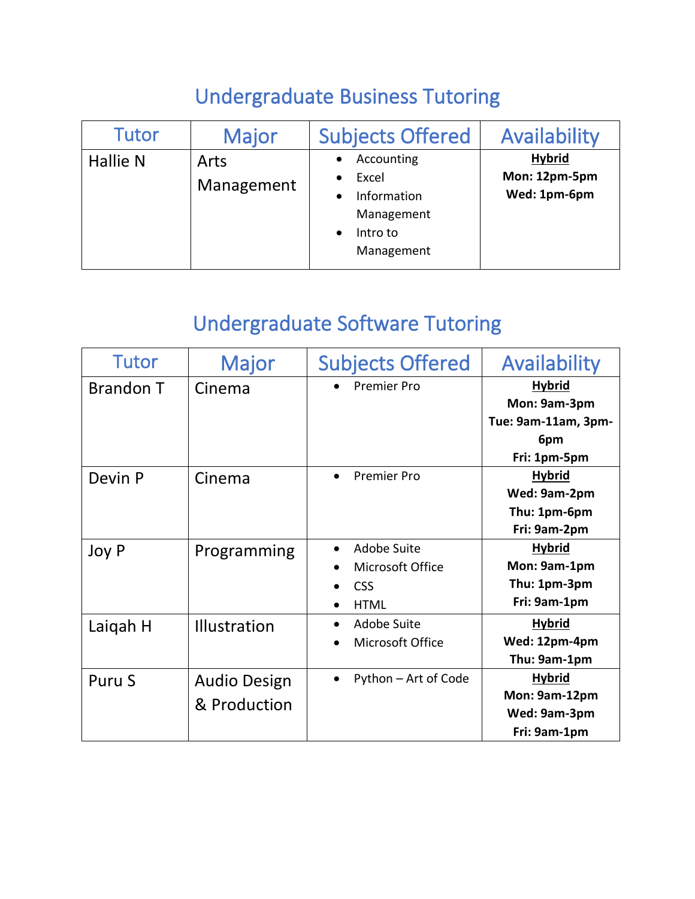## Undergraduate Business Tutoring

| Tutor | Major | Subjects Offered | Availability |
| --- | --- | --- | --- |
| Hallie N | Arts Management | • Accounting<br>• Excel<br>• Information Management<br>• Intro to Management | **Hybrid**<br>**Mon: 12pm-5pm**<br>**Wed: 1pm-6pm** |

## Undergraduate Software Tutoring

| Tutor | Major | Subjects Offered | Availability |
| --- | --- | --- | --- |
| Brandon T | Cinema | • Premier Pro | **Hybrid**<br>**Mon: 9am-3pm**<br>**Tue: 9am-11am, 3pm-6pm**<br>**Fri: 1pm-5pm** |
| Devin P | Cinema | • Premier Pro | **Hybrid**<br>**Wed: 9am-2pm**<br>**Thu: 1pm-6pm**<br>**Fri: 9am-2pm** |
| Joy P | Programming | • Adobe Suite<br>• Microsoft Office<br>• CSS<br>• HTML | **Hybrid**<br>**Mon: 9am-1pm**<br>**Thu: 1pm-3pm**<br>**Fri: 9am-1pm** |
| Laiqah H | Illustration | • Adobe Suite<br>• Microsoft Office | **Hybrid**<br>**Wed: 12pm-4pm**<br>**Thu: 9am-1pm** |
| Puru S | Audio Design & Production | • Python – Art of Code | **Hybrid**<br>**Mon: 9am-12pm**<br>**Wed: 9am-3pm**<br>**Fri: 9am-1pm** |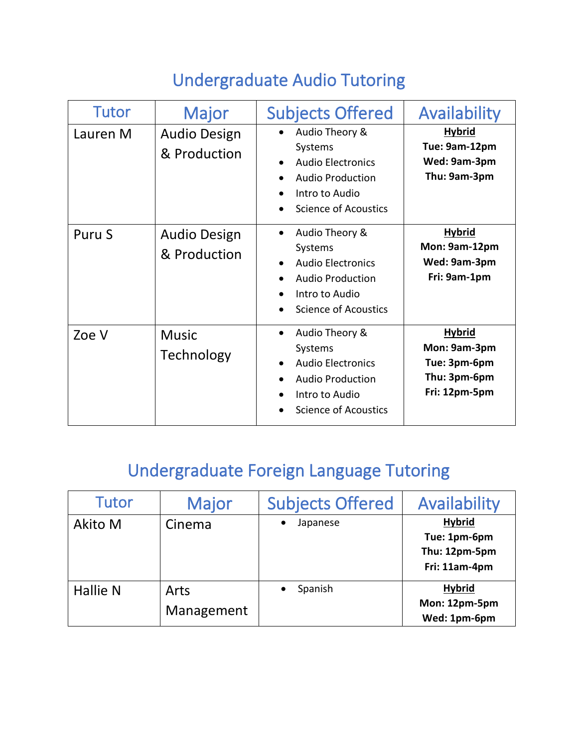## Undergraduate Audio Tutoring

| Tutor | Major | Subjects Offered | Availability |
|---|---|---|---|
| Lauren M | Audio Design & Production | • Audio Theory & Systems<br>• Audio Electronics<br>• Audio Production<br>• Intro to Audio<br>• Science of Acoustics | **Hybrid**<br>**Tue: 9am-12pm**<br>**Wed: 9am-3pm**<br>**Thu: 9am-3pm** |
| Puru S | Audio Design & Production | • Audio Theory & Systems<br>• Audio Electronics<br>• Audio Production<br>• Intro to Audio<br>• Science of Acoustics | **Hybrid**<br>**Mon: 9am-12pm**<br>**Wed: 9am-3pm**<br>**Fri: 9am-1pm** |
| Zoe V | Music Technology | • Audio Theory & Systems<br>• Audio Electronics<br>• Audio Production<br>• Intro to Audio<br>• Science of Acoustics | **Hybrid**<br>**Mon: 9am-3pm**<br>**Tue: 3pm-6pm**<br>**Thu: 3pm-6pm**<br>**Fri: 12pm-5pm** |

## Undergraduate Foreign Language Tutoring

| Tutor | Major | Subjects Offered | Availability |
|---|---|---|---|
| Akito M | Cinema | • Japanese | **Hybrid**<br>**Tue: 1pm-6pm**<br>**Thu: 12pm-5pm**<br>**Fri: 11am-4pm** |
| Hallie N | Arts Management | • Spanish | **Hybrid**<br>**Mon: 12pm-5pm**<br>**Wed: 1pm-6pm** |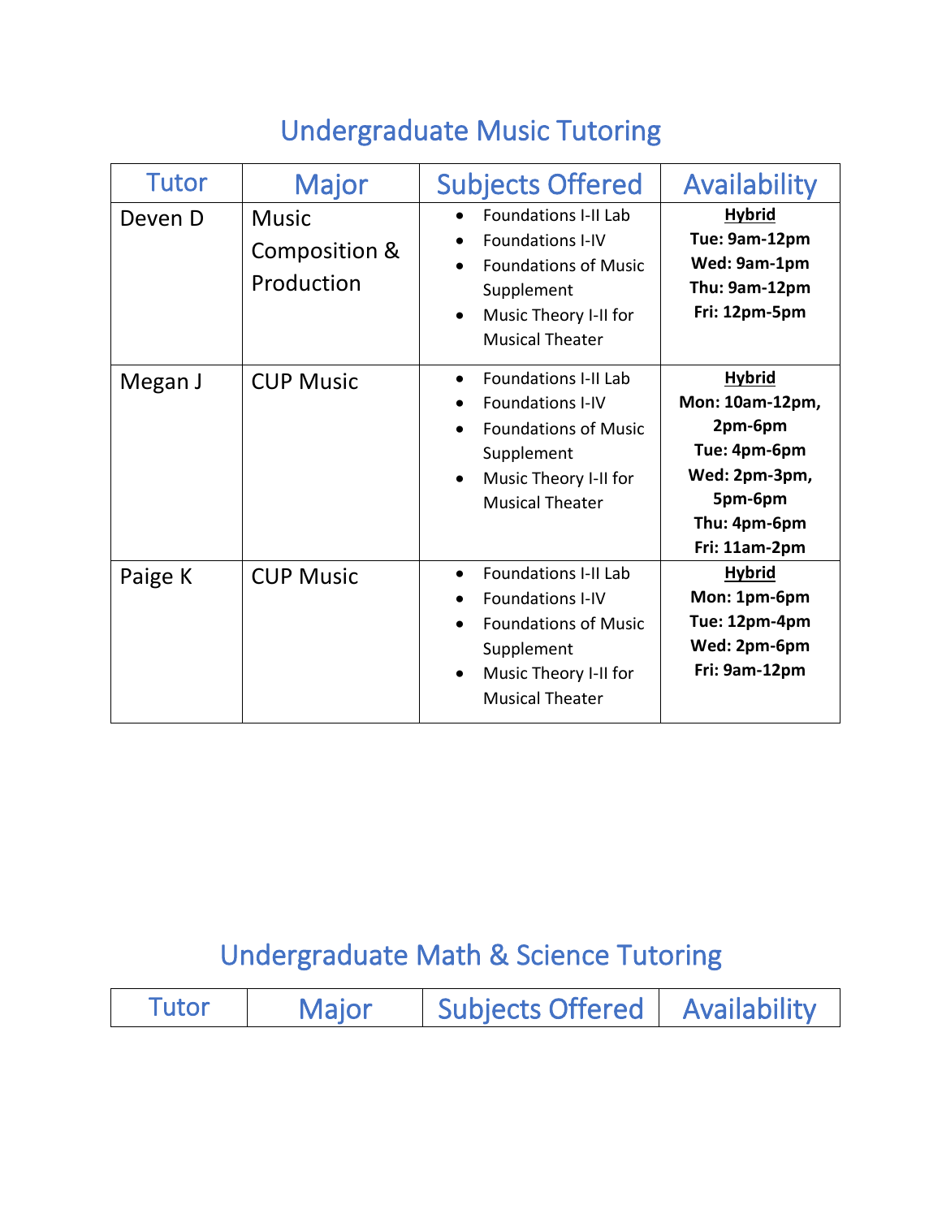## Undergraduate Music Tutoring

| Tutor | Major | Subjects Offered | Availability |
|---|---|---|---|
| Deven D | Music Composition & Production | • Foundations I-II Lab<br>• Foundations I-IV<br>• Foundations of Music Supplement<br>• Music Theory I-II for Musical Theater | **Hybrid**<br>**Tue: 9am-12pm**<br>**Wed: 9am-1pm**<br>**Thu: 9am-12pm**<br>**Fri: 12pm-5pm** |
| Megan J | CUP Music | • Foundations I-II Lab<br>• Foundations I-IV<br>• Foundations of Music Supplement<br>• Music Theory I-II for Musical Theater | **Hybrid**<br>**Mon: 10am-12pm, 2pm-6pm**<br>**Tue: 4pm-6pm**<br>**Wed: 2pm-3pm, 5pm-6pm**<br>**Thu: 4pm-6pm**<br>**Fri: 11am-2pm** |
| Paige K | CUP Music | • Foundations I-II Lab<br>• Foundations I-IV<br>• Foundations of Music Supplement<br>• Music Theory I-II for Musical Theater | **Hybrid**<br>**Mon: 1pm-6pm**<br>**Tue: 12pm-4pm**<br>**Wed: 2pm-6pm**<br>**Fri: 9am-12pm** |

## Undergraduate Math & Science Tutoring

| Tutor | Major | Subjects Offered | Availability |
|---|---|---|---|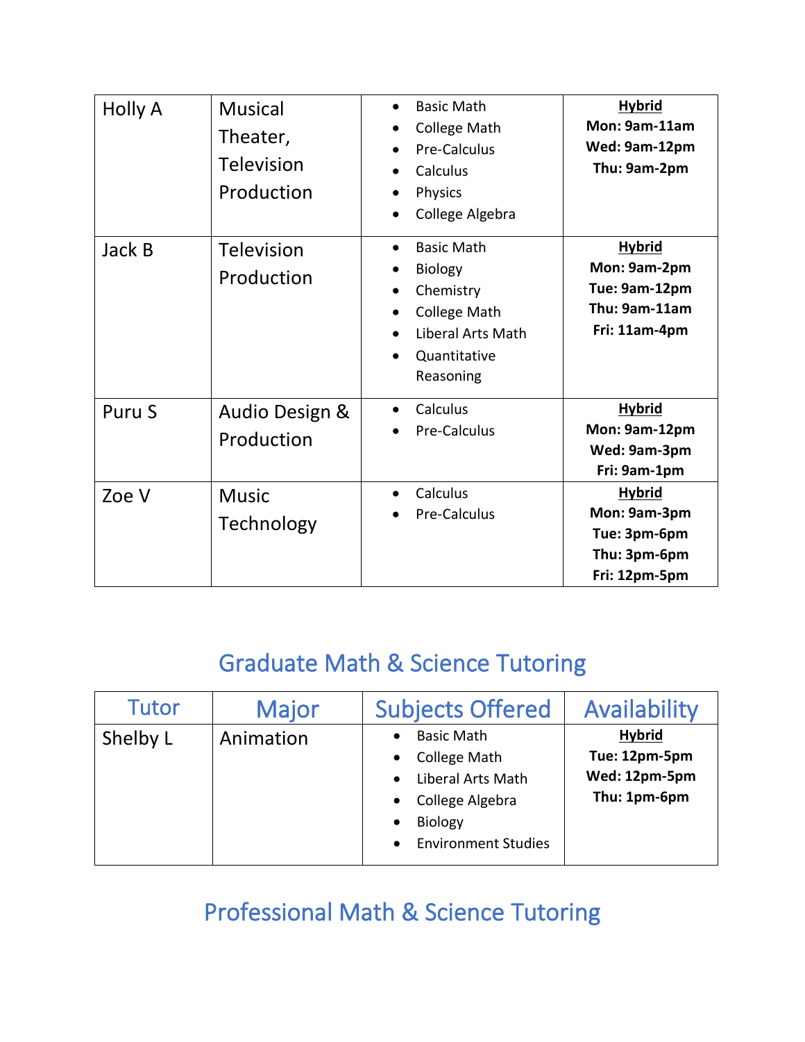| Tutor | Major | Subjects Offered | Availability |
|---|---|---|---|
| Holly A | Musical Theater, Television Production | • Basic Math<br>• College Math<br>• Pre-Calculus<br>• Calculus<br>• Physics<br>• College Algebra | **Hybrid**<br>**Mon: 9am-11am**<br>**Wed: 9am-12pm**<br>**Thu: 9am-2pm** |
| Jack B | Television Production | • Basic Math<br>• Biology<br>• Chemistry<br>• College Math<br>• Liberal Arts Math<br>• Quantitative Reasoning | **Hybrid**<br>**Mon: 9am-2pm**<br>**Tue: 9am-12pm**<br>**Thu: 9am-11am**<br>**Fri: 11am-4pm** |
| Puru S | Audio Design & Production | • Calculus<br>• Pre-Calculus | **Hybrid**<br>**Mon: 9am-12pm**<br>**Wed: 9am-3pm**<br>**Fri: 9am-1pm** |
| Zoe V | Music Technology | • Calculus<br>• Pre-Calculus | **Hybrid**<br>**Mon: 9am-3pm**<br>**Tue: 3pm-6pm**<br>**Thu: 3pm-6pm**<br>**Fri: 12pm-5pm** |

## Graduate Math & Science Tutoring

| Tutor | Major | Subjects Offered | Availability |
|---|---|---|---|
| Shelby L | Animation | • Basic Math<br>• College Math<br>• Liberal Arts Math<br>• College Algebra<br>• Biology<br>• Environment Studies | **Hybrid**<br>**Tue: 12pm-5pm**<br>**Wed: 12pm-5pm**<br>**Thu: 1pm-6pm** |

## Professional Math & Science Tutoring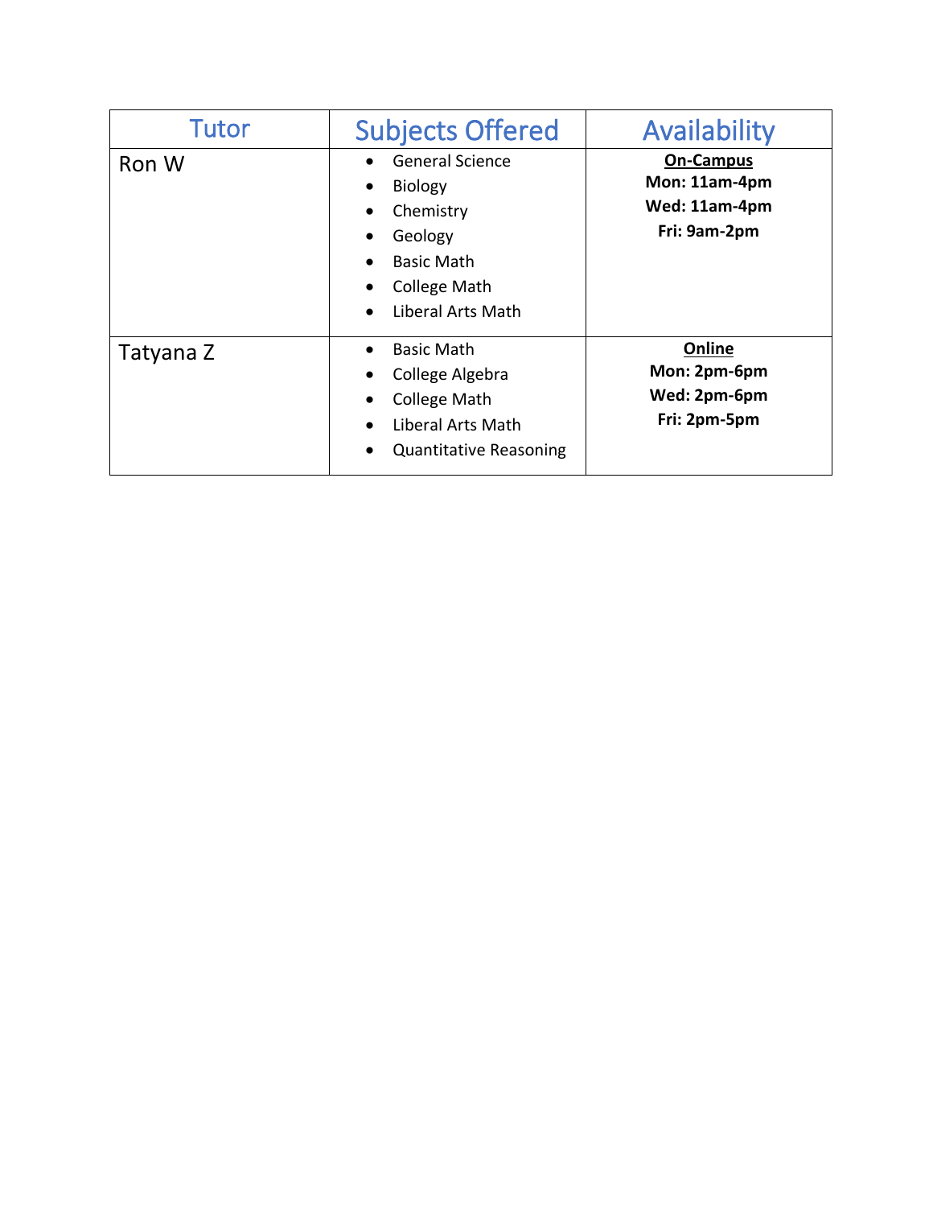| Tutor | Subjects Offered | Availability |
|---|---|---|
| Ron W | • General Science<br>• Biology<br>• Chemistry<br>• Geology<br>• Basic Math<br>• College Math<br>• Liberal Arts Math | **On-Campus**<br>**Mon: 11am-4pm**<br>**Wed: 11am-4pm**<br>**Fri: 9am-2pm** |
| Tatyana Z | • Basic Math<br>• College Algebra<br>• College Math<br>• Liberal Arts Math<br>• Quantitative Reasoning | **Online**<br>**Mon: 2pm-6pm**<br>**Wed: 2pm-6pm**<br>**Fri: 2pm-5pm** |